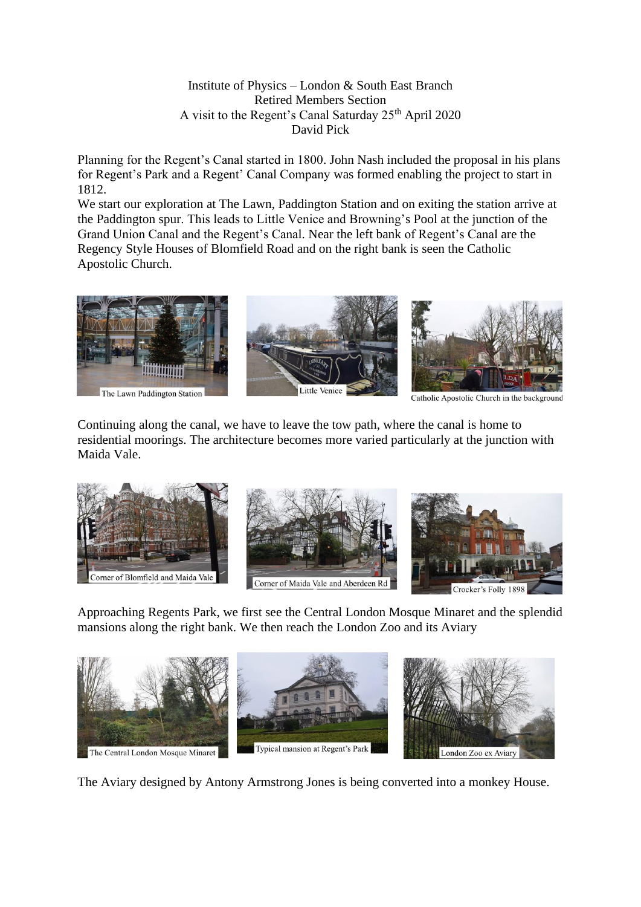Institute of Physics – London & South East Branch
Retired Members Section
A visit to the Regent's Canal Saturday 25th April 2020
David Pick

Planning for the Regent's Canal started in 1800. John Nash included the proposal in his plans for Regent's Park and a Regent' Canal Company was formed enabling the project to start in 1812.
We start our exploration at The Lawn, Paddington Station and on exiting the station arrive at the Paddington spur. This leads to Little Venice and Browning's Pool at the junction of the Grand Union Canal and the Regent's Canal. Near the left bank of Regent's Canal are the Regency Style Houses of Blomfield Road and on the right bank is seen the Catholic Apostolic Church.

The Lawn Paddington Station

Little Venice

Catholic Apostolic Church in the background

Continuing along the canal, we have to leave the tow path, where the canal is home to residential moorings. The architecture becomes more varied particularly at the junction with Maida Vale.

Corner of Blomfield and Maida Vale

Corner of Maida Vale and Aberdeen Rd

Crocker's Folly 1898

Approaching Regents Park, we first see the Central London Mosque Minaret and the splendid mansions along the right bank. We then reach the London Zoo and its Aviary

The Central London Mosque Minaret

Typical mansion at Regent's Park

London Zoo ex Aviary

The Aviary designed by Antony Armstrong Jones is being converted into a monkey House.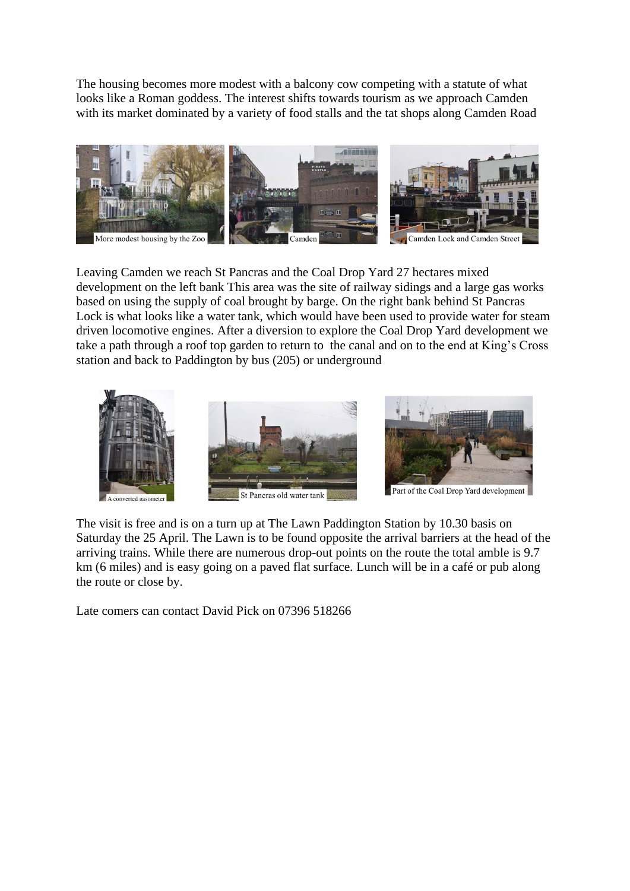The housing becomes more modest with a balcony cow competing with a statute of what looks like a Roman goddess. The interest shifts towards tourism as we approach Camden with its market dominated by a variety of food stalls and the tat shops along Camden Road

More modest housing by the Zoo

Camden

Camden Lock and Camden Street

Leaving Camden we reach St Pancras and the Coal Drop Yard 27 hectares mixed development on the left bank This area was the site of railway sidings and a large gas works based on using the supply of coal brought by barge. On the right bank behind St Pancras Lock is what looks like a water tank, which would have been used to provide water for steam driven locomotive engines. After a diversion to explore the Coal Drop Yard development we take a path through a roof top garden to return to the canal and on to the end at King's Cross station and back to Paddington by bus (205) or underground

A converted gasometer

St Pancras old water tank

Part of the Coal Drop Yard development

The visit is free and is on a turn up at The Lawn Paddington Station by 10.30 basis on Saturday the 25 April. The Lawn is to be found opposite the arrival barriers at the head of the arriving trains. While there are numerous drop-out points on the route the total amble is 9.7 km (6 miles) and is easy going on a paved flat surface. Lunch will be in a café or pub along the route or close by.

Late comers can contact David Pick on 07396 518266